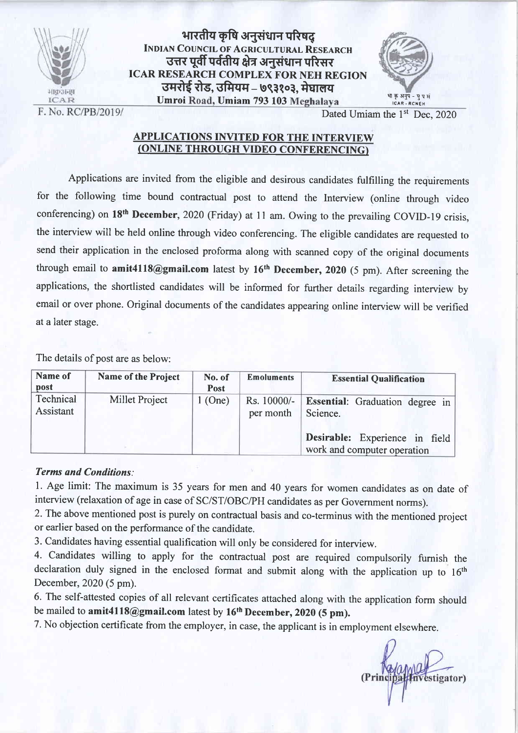भारतीय कृषि अनुसंधान परिषद्
INDIAN COUNCIL OF AGRICULTURAL RESEARCH
उत्तर पूर्वी पर्वतीय क्षेत्र अनुसंधान परिसर
ICAR RESEARCH COMPLEX FOR NEH REGION
उमरोई रोड, उमियम – ७९३१०३, मेघालय
Umroi Road, Umiam 793 103 Meghalaya

F. No. RC/PB/2019/

Dated Umiam the 1st Dec, 2020

## APPLICATIONS INVITED FOR THE INTERVIEW (ONLINE THROUGH VIDEO CONFERENCING)

Applications are invited from the eligible and desirous candidates fulfilling the requirements for the following time bound contractual post to attend the Interview (online through video conferencing) on **18th December**, 2020 (Friday) at 11 am. Owing to the prevailing COVID-19 crisis, the interview will be held online through video conferencing. The eligible candidates are requested to send their application in the enclosed proforma along with scanned copy of the original documents through email to **amit4118@gmail.com** latest by **16th December, 2020** (5 pm). After screening the applications, the shortlisted candidates will be informed for further details regarding interview by email or over phone. Original documents of the candidates appearing online interview will be verified at a later stage.

The details of post are as below:

| Name of post | Name of the Project | No. of Post | Emoluments | Essential Qualification |
|---|---|---|---|---|
| Technical Assistant | Millet Project | 1 (One) | Rs. 10000/- per month | **Essential**: Graduation degree in Science. **Desirable:** Experience in field work and computer operation |

### *Terms and Conditions:*

1. Age limit: The maximum is 35 years for men and 40 years for women candidates as on date of interview (relaxation of age in case of SC/ST/OBC/PH candidates as per Government norms).
2. The above mentioned post is purely on contractual basis and co-terminus with the mentioned project or earlier based on the performance of the candidate.
3. Candidates having essential qualification will only be considered for interview.
4. Candidates willing to apply for the contractual post are required compulsorily furnish the declaration duly signed in the enclosed format and submit along with the application up to 16th December, 2020 (5 pm).
6. The self-attested copies of all relevant certificates attached along with the application form should be mailed to **amit4118@gmail.com** latest by **16th December, 2020 (5 pm).**
7. No objection certificate from the employer, in case, the applicant is in employment elsewhere.

(Principal Investigator)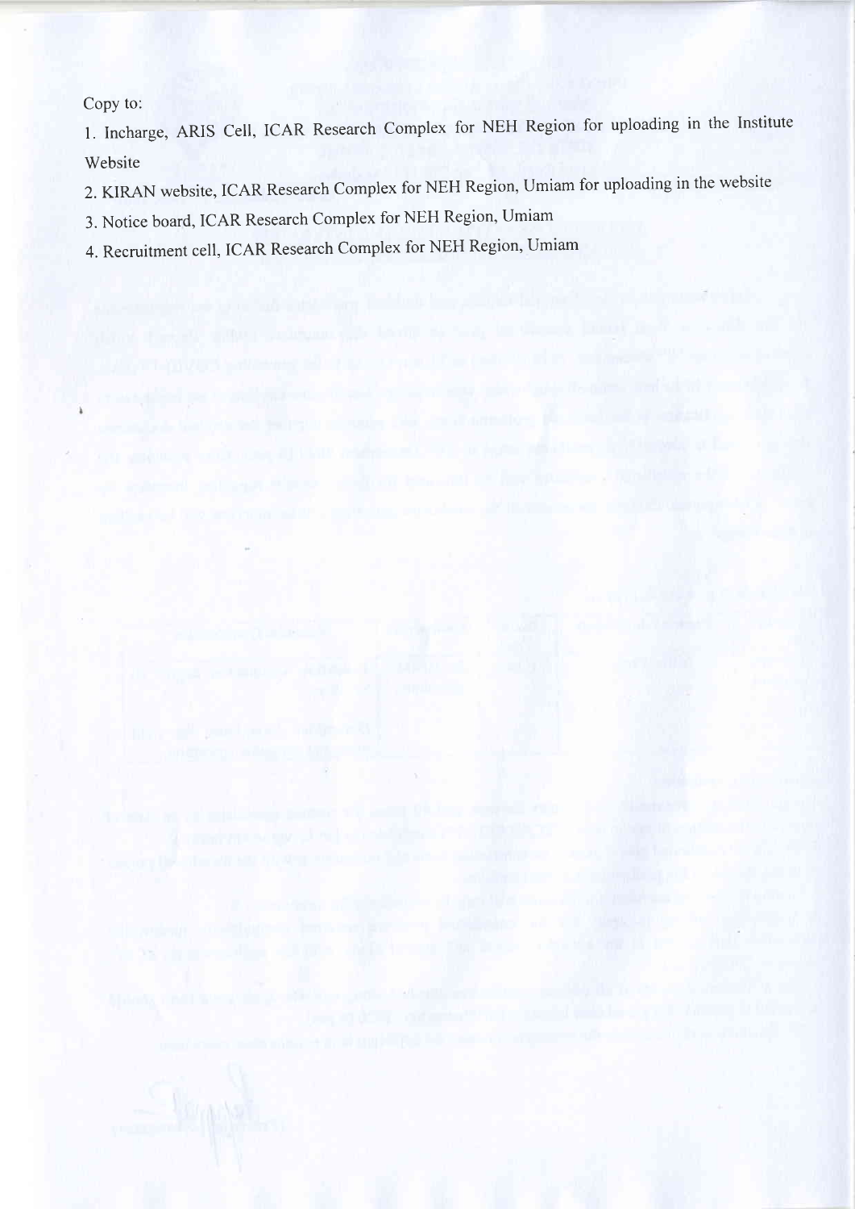Copy to:

1. Incharge, ARIS Cell, ICAR Research Complex for NEH Region for uploading in the Institute Website
2. KIRAN website, ICAR Research Complex for NEH Region, Umiam for uploading in the website
3. Notice board, ICAR Research Complex for NEH Region, Umiam
4. Recruitment cell, ICAR Research Complex for NEH Region, Umiam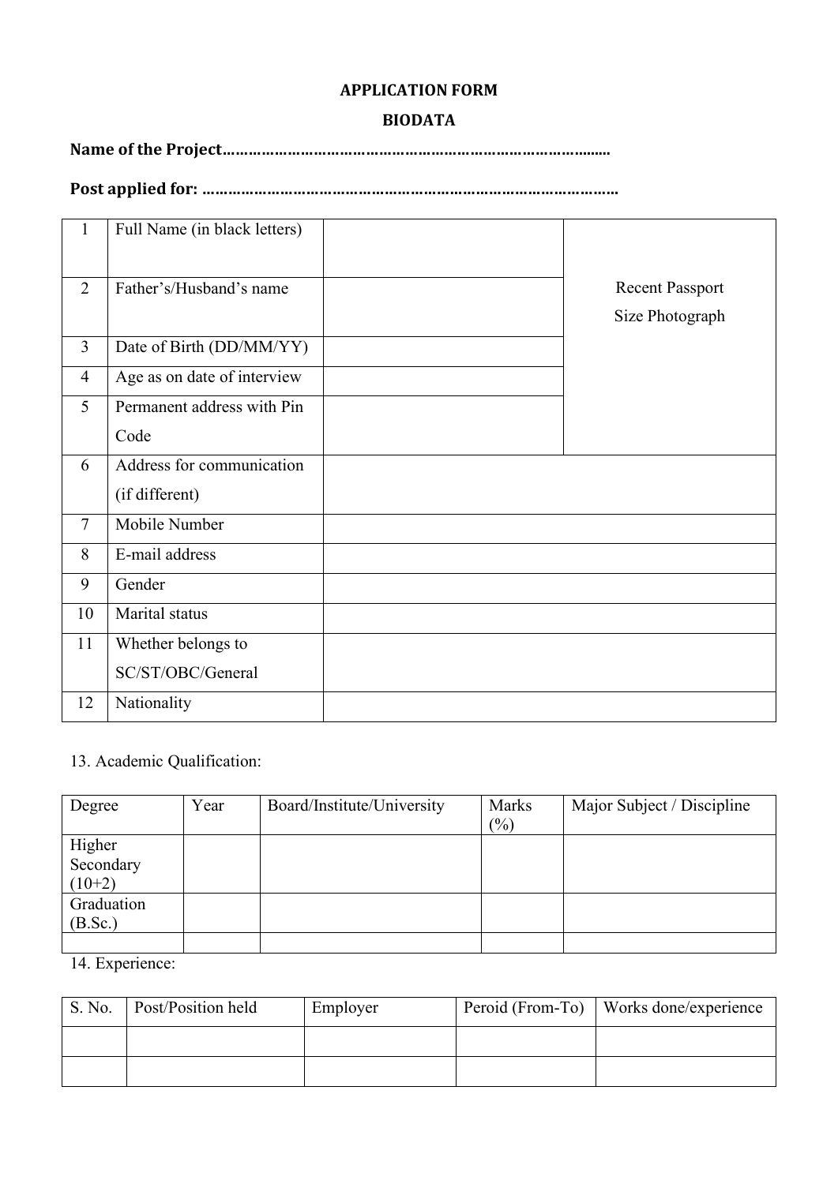**APPLICATION FORM**

**BIODATA**

**Name of the Project………………………………………………………………………………**

**Post applied for: ……………………………………………………………………………………**

| | | | |
|---|---|---|---|
| 1 | Full Name (in black letters) | | Recent Passport Size Photograph |
| 2 | Father's/Husband's name | | |
| 3 | Date of Birth (DD/MM/YY) | | |
| 4 | Age as on date of interview | | |
| 5 | Permanent address with Pin Code | | |
| 6 | Address for communication (if different) | | |
| 7 | Mobile Number | | |
| 8 | E-mail address | | |
| 9 | Gender | | |
| 10 | Marital status | | |
| 11 | Whether belongs to SC/ST/OBC/General | | |
| 12 | Nationality | | |

13. Academic Qualification:

| Degree | Year | Board/Institute/University | Marks (%) | Major Subject / Discipline |
|---|---|---|---|---|
| Higher Secondary (10+2) | | | | |
| Graduation (B.Sc.) | | | | |
| | | | | |

14. Experience:

| S. No. | Post/Position held | Employer | Peroid (From-To) | Works done/experience |
|---|---|---|---|---|
| | | | | |
| | | | | |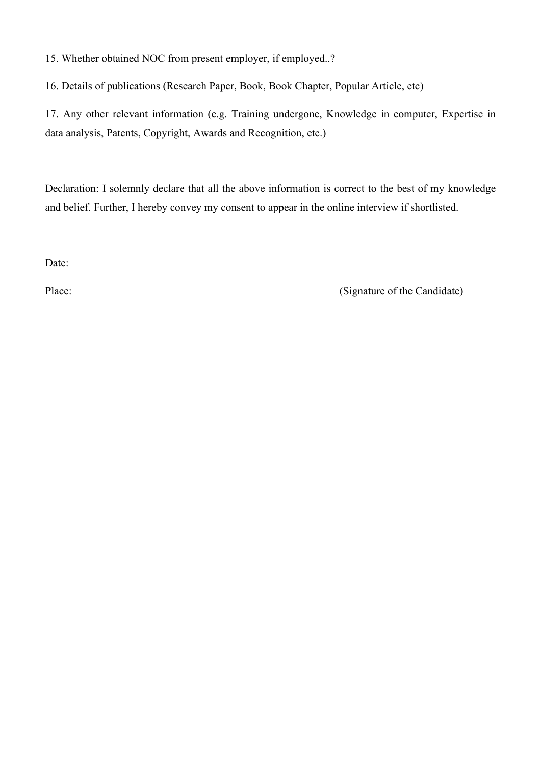15. Whether obtained NOC from present employer, if employed..?

16. Details of publications (Research Paper, Book, Book Chapter, Popular Article, etc)

17. Any other relevant information (e.g. Training undergone, Knowledge in computer, Expertise in data analysis, Patents, Copyright, Awards and Recognition, etc.)

Declaration: I solemnly declare that all the above information is correct to the best of my knowledge and belief. Further, I hereby convey my consent to appear in the online interview if shortlisted.

Date:

Place: (Signature of the Candidate)